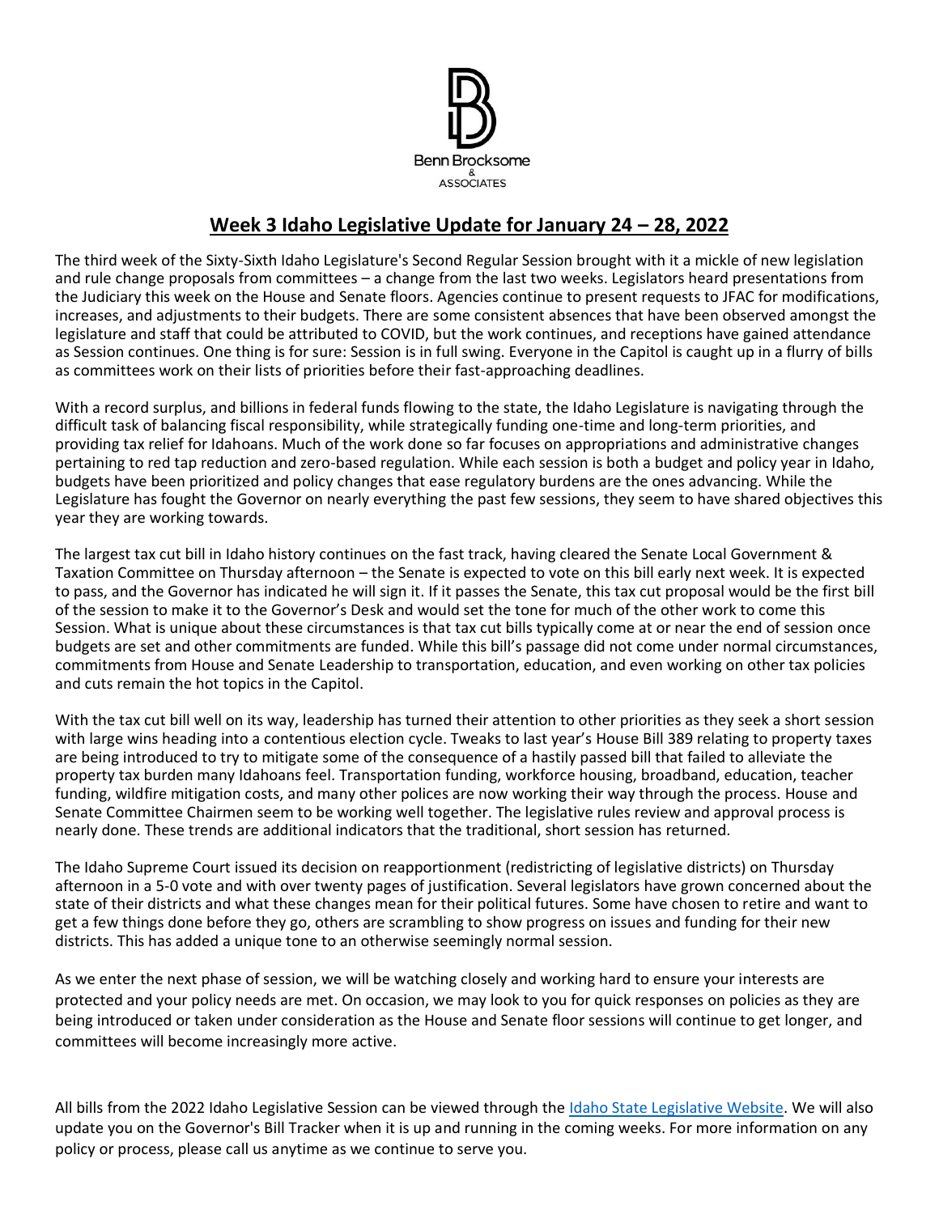Benn Brocksome & ASSOCIATES

# Week 3 Idaho Legislative Update for January 24 – 28, 2022

The third week of the Sixty-Sixth Idaho Legislature's Second Regular Session brought with it a mickle of new legislation and rule change proposals from committees – a change from the last two weeks. Legislators heard presentations from the Judiciary this week on the House and Senate floors. Agencies continue to present requests to JFAC for modifications, increases, and adjustments to their budgets. There are some consistent absences that have been observed amongst the legislature and staff that could be attributed to COVID, but the work continues, and receptions have gained attendance as Session continues. One thing is for sure: Session is in full swing. Everyone in the Capitol is caught up in a flurry of bills as committees work on their lists of priorities before their fast-approaching deadlines.

With a record surplus, and billions in federal funds flowing to the state, the Idaho Legislature is navigating through the difficult task of balancing fiscal responsibility, while strategically funding one-time and long-term priorities, and providing tax relief for Idahoans. Much of the work done so far focuses on appropriations and administrative changes pertaining to red tap reduction and zero-based regulation. While each session is both a budget and policy year in Idaho, budgets have been prioritized and policy changes that ease regulatory burdens are the ones advancing. While the Legislature has fought the Governor on nearly everything the past few sessions, they seem to have shared objectives this year they are working towards.

The largest tax cut bill in Idaho history continues on the fast track, having cleared the Senate Local Government & Taxation Committee on Thursday afternoon – the Senate is expected to vote on this bill early next week. It is expected to pass, and the Governor has indicated he will sign it. If it passes the Senate, this tax cut proposal would be the first bill of the session to make it to the Governor's Desk and would set the tone for much of the other work to come this Session. What is unique about these circumstances is that tax cut bills typically come at or near the end of session once budgets are set and other commitments are funded. While this bill's passage did not come under normal circumstances, commitments from House and Senate Leadership to transportation, education, and even working on other tax policies and cuts remain the hot topics in the Capitol.

With the tax cut bill well on its way, leadership has turned their attention to other priorities as they seek a short session with large wins heading into a contentious election cycle. Tweaks to last year's House Bill 389 relating to property taxes are being introduced to try to mitigate some of the consequence of a hastily passed bill that failed to alleviate the property tax burden many Idahoans feel. Transportation funding, workforce housing, broadband, education, teacher funding, wildfire mitigation costs, and many other polices are now working their way through the process. House and Senate Committee Chairmen seem to be working well together. The legislative rules review and approval process is nearly done. These trends are additional indicators that the traditional, short session has returned.

The Idaho Supreme Court issued its decision on reapportionment (redistricting of legislative districts) on Thursday afternoon in a 5-0 vote and with over twenty pages of justification. Several legislators have grown concerned about the state of their districts and what these changes mean for their political futures. Some have chosen to retire and want to get a few things done before they go, others are scrambling to show progress on issues and funding for their new districts. This has added a unique tone to an otherwise seemingly normal session.

As we enter the next phase of session, we will be watching closely and working hard to ensure your interests are protected and your policy needs are met. On occasion, we may look to you for quick responses on policies as they are being introduced or taken under consideration as the House and Senate floor sessions will continue to get longer, and committees will become increasingly more active.

All bills from the 2022 Idaho Legislative Session can be viewed through the [Idaho State Legislative Website](). We will also update you on the Governor's Bill Tracker when it is up and running in the coming weeks. For more information on any policy or process, please call us anytime as we continue to serve you.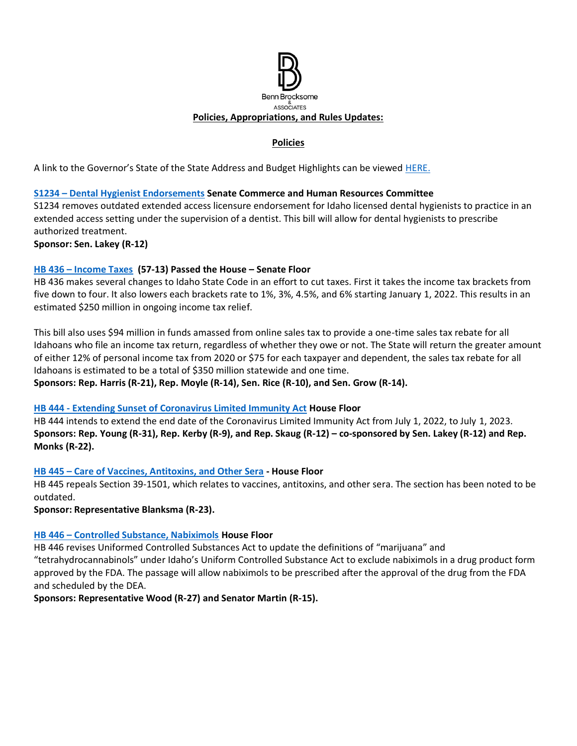Benn Brocksome & Associates

**Policies, Appropriations, and Rules Updates:**

## Policies

A link to the Governor's State of the State Address and Budget Highlights can be viewed HERE.

**S1234 – Dental Hygienist Endorsements Senate Commerce and Human Resources Committee**

S1234 removes outdated extended access licensure endorsement for Idaho licensed dental hygienists to practice in an extended access setting under the supervision of a dentist. This bill will allow for dental hygienists to prescribe authorized treatment.

**Sponsor: Sen. Lakey (R-12)**

**HB 436 – Income Taxes (57-13) Passed the House – Senate Floor**

HB 436 makes several changes to Idaho State Code in an effort to cut taxes. First it takes the income tax brackets from five down to four. It also lowers each brackets rate to 1%, 3%, 4.5%, and 6% starting January 1, 2022. This results in an estimated $250 million in ongoing income tax relief.

This bill also uses $94 million in funds amassed from online sales tax to provide a one-time sales tax rebate for all Idahoans who file an income tax return, regardless of whether they owe or not. The State will return the greater amount of either 12% of personal income tax from 2020 or $75 for each taxpayer and dependent, the sales tax rebate for all Idahoans is estimated to be a total of $350 million statewide and one time.

**Sponsors: Rep. Harris (R-21), Rep. Moyle (R-14), Sen. Rice (R-10), and Sen. Grow (R-14).**

**HB 444 - Extending Sunset of Coronavirus Limited Immunity Act House Floor**

HB 444 intends to extend the end date of the Coronavirus Limited Immunity Act from July 1, 2022, to July 1, 2023.

**Sponsors: Rep. Young (R-31), Rep. Kerby (R-9), and Rep. Skaug (R-12) – co-sponsored by Sen. Lakey (R-12) and Rep. Monks (R-22).**

**HB 445 – Care of Vaccines, Antitoxins, and Other Sera - House Floor**

HB 445 repeals Section 39-1501, which relates to vaccines, antitoxins, and other sera. The section has been noted to be outdated.

**Sponsor: Representative Blanksma (R-23).**

**HB 446 – Controlled Substance, Nabiximols House Floor**

HB 446 revises Uniformed Controlled Substances Act to update the definitions of "marijuana" and "tetrahydrocannabinols" under Idaho's Uniform Controlled Substance Act to exclude nabiximols in a drug product form approved by the FDA. The passage will allow nabiximols to be prescribed after the approval of the drug from the FDA and scheduled by the DEA.

**Sponsors: Representative Wood (R-27) and Senator Martin (R-15).**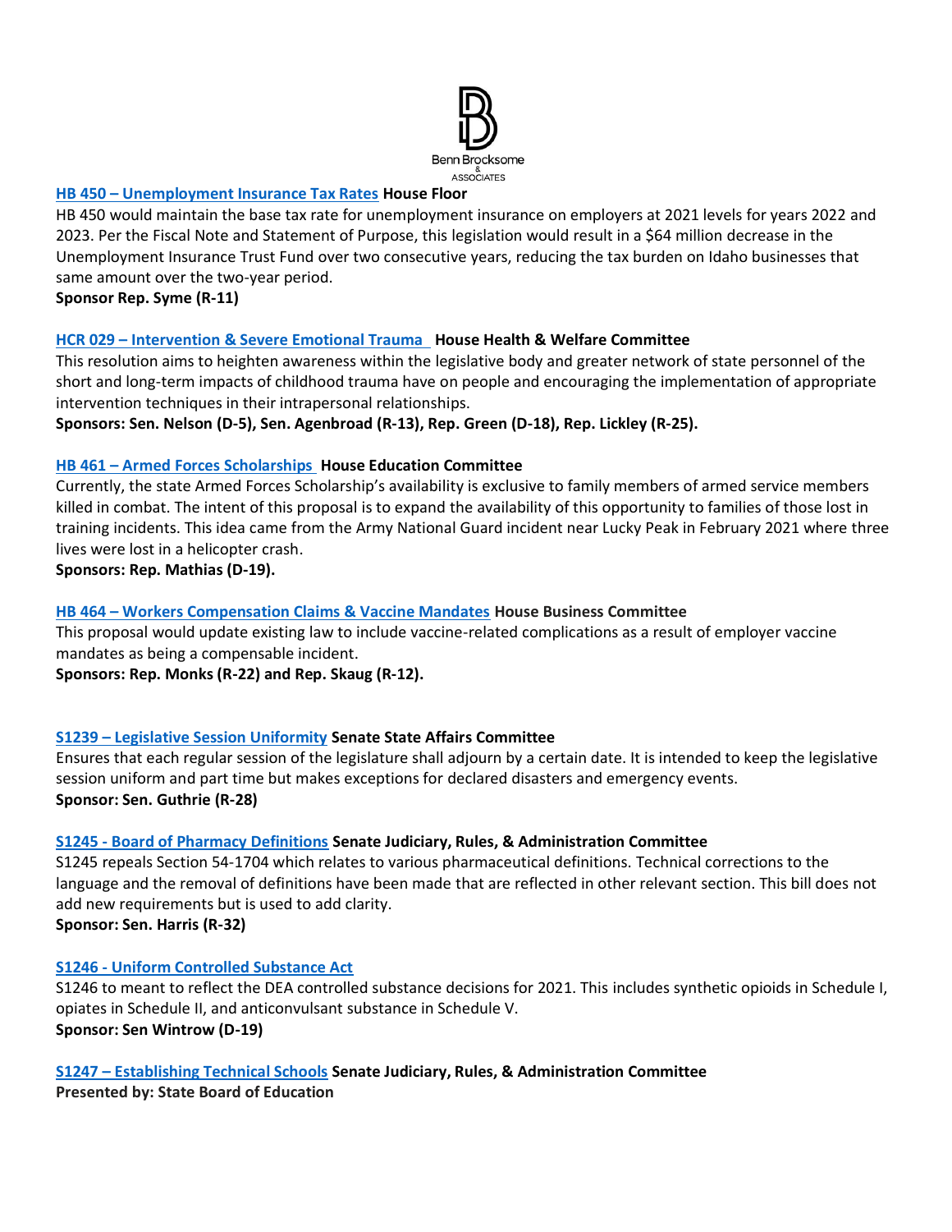**HB 450 – Unemployment Insurance Tax Rates** **House Floor**
HB 450 would maintain the base tax rate for unemployment insurance on employers at 2021 levels for years 2022 and 2023. Per the Fiscal Note and Statement of Purpose, this legislation would result in a $64 million decrease in the Unemployment Insurance Trust Fund over two consecutive years, reducing the tax burden on Idaho businesses that same amount over the two-year period.
**Sponsor Rep. Syme (R-11)**

**HCR 029 – Intervention & Severe Emotional Trauma** **House Health & Welfare Committee**
This resolution aims to heighten awareness within the legislative body and greater network of state personnel of the short and long-term impacts of childhood trauma have on people and encouraging the implementation of appropriate intervention techniques in their intrapersonal relationships.
**Sponsors: Sen. Nelson (D-5), Sen. Agenbroad (R-13), Rep. Green (D-18), Rep. Lickley (R-25).**

**HB 461 – Armed Forces Scholarships** **House Education Committee**
Currently, the state Armed Forces Scholarship's availability is exclusive to family members of armed service members killed in combat. The intent of this proposal is to expand the availability of this opportunity to families of those lost in training incidents. This idea came from the Army National Guard incident near Lucky Peak in February 2021 where three lives were lost in a helicopter crash.
**Sponsors: Rep. Mathias (D-19).**

**HB 464 – Workers Compensation Claims & Vaccine Mandates** **House Business Committee**
This proposal would update existing law to include vaccine-related complications as a result of employer vaccine mandates as being a compensable incident.
**Sponsors: Rep. Monks (R-22) and Rep. Skaug (R-12).**

**S1239 – Legislative Session Uniformity** **Senate State Affairs Committee**
Ensures that each regular session of the legislature shall adjourn by a certain date. It is intended to keep the legislative session uniform and part time but makes exceptions for declared disasters and emergency events.
**Sponsor: Sen. Guthrie (R-28)**

**S1245 - Board of Pharmacy Definitions** **Senate Judiciary, Rules, & Administration Committee**
S1245 repeals Section 54-1704 which relates to various pharmaceutical definitions. Technical corrections to the language and the removal of definitions have been made that are reflected in other relevant section. This bill does not add new requirements but is used to add clarity.
**Sponsor: Sen. Harris (R-32)**

**S1246 - Uniform Controlled Substance Act**
S1246 to meant to reflect the DEA controlled substance decisions for 2021. This includes synthetic opioids in Schedule I, opiates in Schedule II, and anticonvulsant substance in Schedule V.
**Sponsor: Sen Wintrow (D-19)**

**S1247 – Establishing Technical Schools** **Senate Judiciary, Rules, & Administration Committee**
**Presented by: State Board of Education**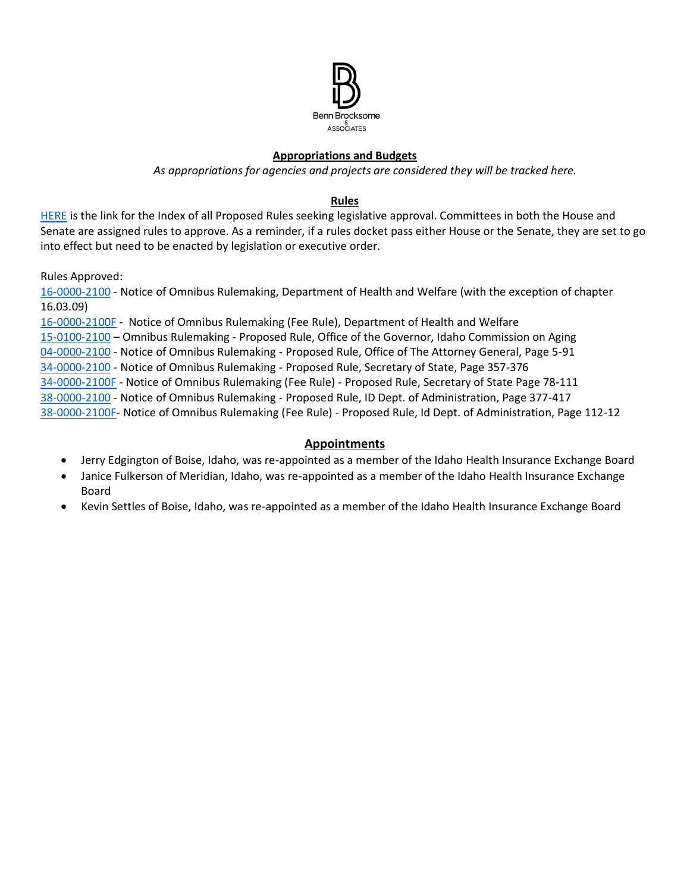Benn Brocksome & Associates

## Appropriations and Budgets

*As appropriations for agencies and projects are considered they will be tracked here.*

## Rules

HERE is the link for the Index of all Proposed Rules seeking legislative approval. Committees in both the House and Senate are assigned rules to approve. As a reminder, if a rules docket pass either House or the Senate, they are set to go into effect but need to be enacted by legislation or executive order.

Rules Approved:

16-0000-2100 - Notice of Omnibus Rulemaking, Department of Health and Welfare (with the exception of chapter 16.03.09)
16-0000-2100F - Notice of Omnibus Rulemaking (Fee Rule), Department of Health and Welfare
15-0100-2100 – Omnibus Rulemaking - Proposed Rule, Office of the Governor, Idaho Commission on Aging
04-0000-2100 - Notice of Omnibus Rulemaking - Proposed Rule, Office of The Attorney General, Page 5-91
34-0000-2100 - Notice of Omnibus Rulemaking - Proposed Rule, Secretary of State, Page 357-376
34-0000-2100F - Notice of Omnibus Rulemaking (Fee Rule) - Proposed Rule, Secretary of State Page 78-111
38-0000-2100 - Notice of Omnibus Rulemaking - Proposed Rule, ID Dept. of Administration, Page 377-417
38-0000-2100F- Notice of Omnibus Rulemaking (Fee Rule) - Proposed Rule, Id Dept. of Administration, Page 112-12

## Appointments

- Jerry Edgington of Boise, Idaho, was re-appointed as a member of the Idaho Health Insurance Exchange Board
- Janice Fulkerson of Meridian, Idaho, was re-appointed as a member of the Idaho Health Insurance Exchange Board
- Kevin Settles of Boise, Idaho, was re-appointed as a member of the Idaho Health Insurance Exchange Board